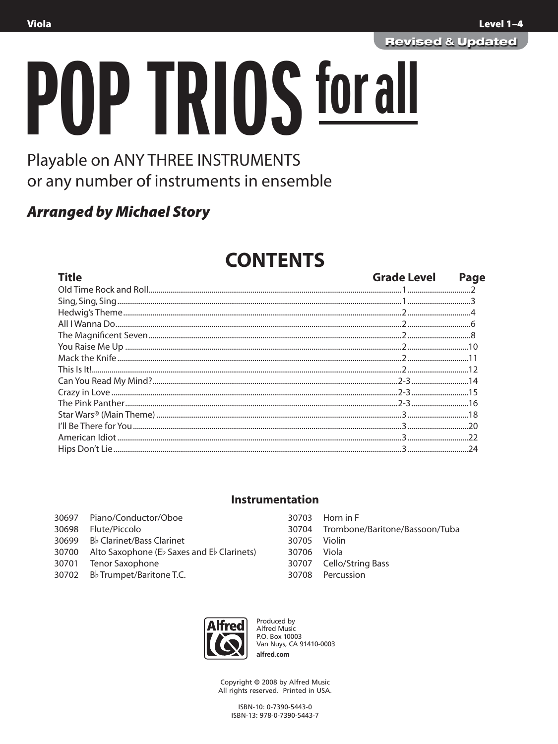Viola | Level 1–4

Revised & Updated

# POP TRIOS for all

Playable on ANY THREE INSTRUMENTS
or any number of instruments in ensemble

***Arranged by Michael Story***

## CONTENTS

| Title | Grade Level | Page |
|---|---|---|
| Old Time Rock and Roll | 1 | 2 |
| Sing, Sing, Sing | 1 | 3 |
| Hedwig's Theme | 2 | 4 |
| All I Wanna Do | 2 | 6 |
| The Magnificent Seven | 2 | 8 |
| You Raise Me Up | 2 | 10 |
| Mack the Knife | 2 | 11 |
| This Is It! | 2 | 12 |
| Can You Read My Mind? | 2-3 | 14 |
| Crazy in Love | 2-3 | 15 |
| The Pink Panther | 2-3 | 16 |
| Star Wars® (Main Theme) | 3 | 18 |
| I'll Be There for You | 3 | 20 |
| American Idiot | 3 | 22 |
| Hips Don't Lie | 3 | 24 |

### Instrumentation

| | |
|---|---|
| 30697 | Piano/Conductor/Oboe |
| 30698 | Flute/Piccolo |
| 30699 | B♭ Clarinet/Bass Clarinet |
| 30700 | Alto Saxophone (E♭ Saxes and E♭ Clarinets) |
| 30701 | Tenor Saxophone |
| 30702 | B♭ Trumpet/Baritone T.C. |
| 30703 | Horn in F |
| 30704 | Trombone/Baritone/Bassoon/Tuba |
| 30705 | Violin |
| 30706 | Viola |
| 30707 | Cello/String Bass |
| 30708 | Percussion |

Produced by
Alfred Music
P.O. Box 10003
Van Nuys, CA 91410-0003
**alfred.com**

Copyright © 2008 by Alfred Music
All rights reserved. Printed in USA.

ISBN-10: 0-7390-5443-0
ISBN-13: 978-0-7390-5443-7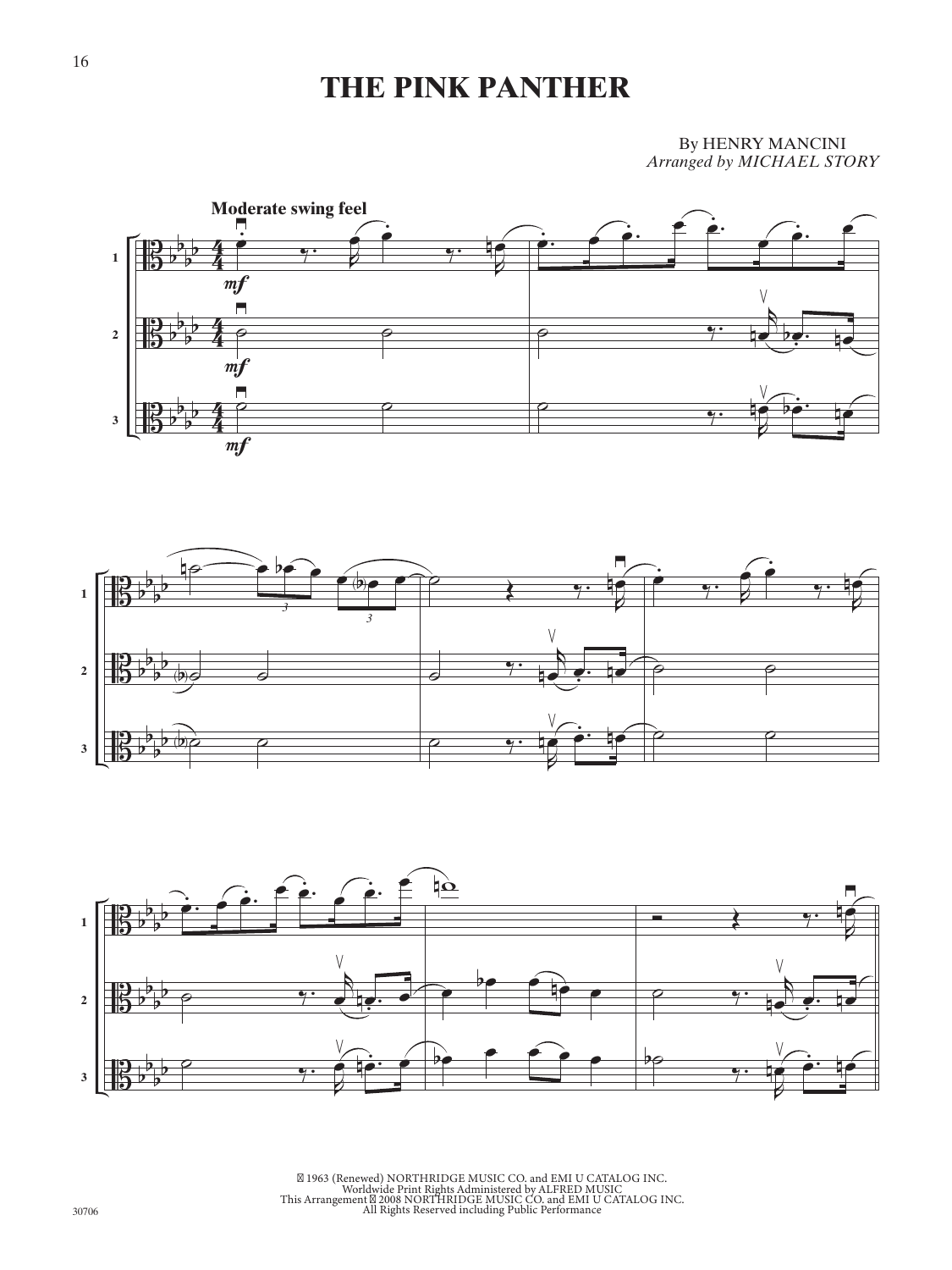# THE PINK PANTHER

By HENRY MANCINI
*Arranged by MICHAEL STORY*

**Moderate swing feel**

© 1963 (Renewed) NORTHRIDGE MUSIC CO. and EMI U CATALOG INC.
Worldwide Print Rights Administered by ALFRED MUSIC
This Arrangement © 2008 NORTHRIDGE MUSIC CO. and EMI U CATALOG INC.
All Rights Reserved including Public Performance

30706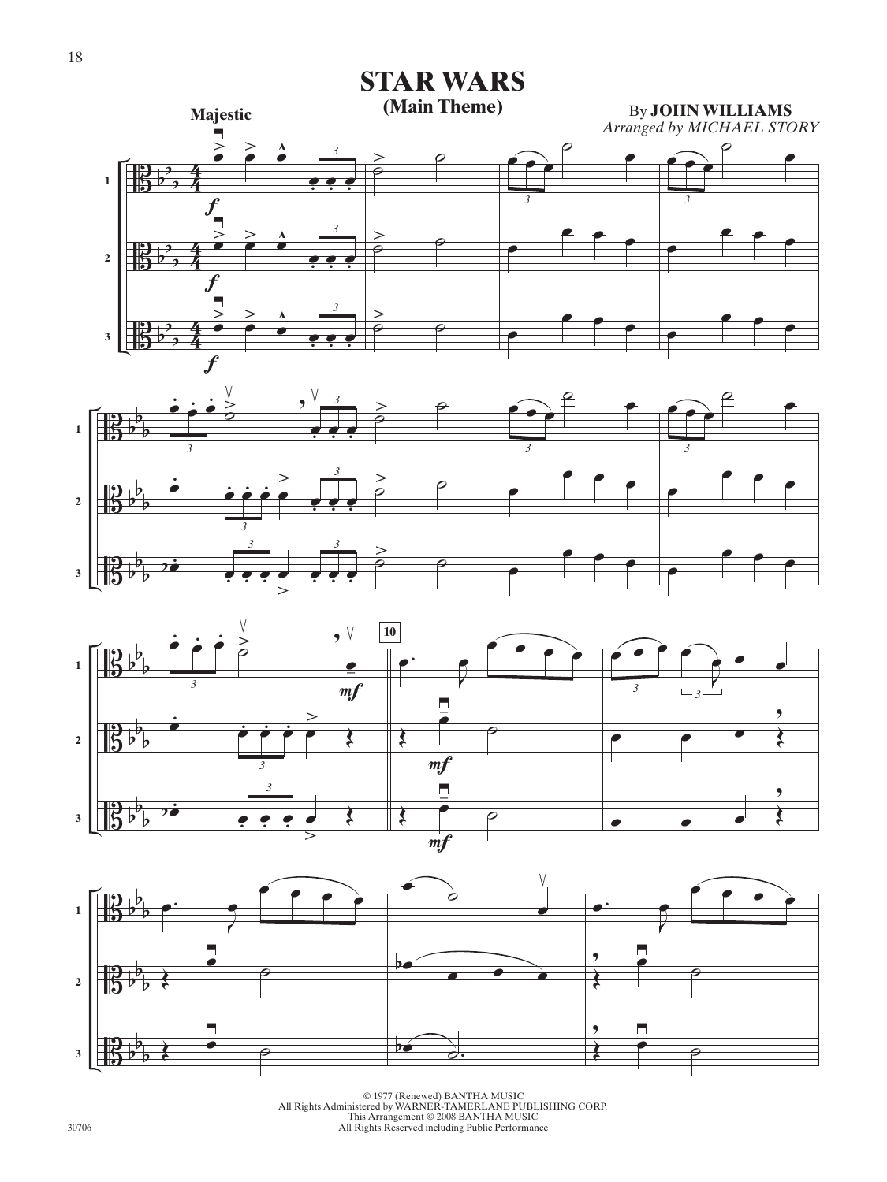# STAR WARS
## (Main Theme)

By **JOHN WILLIAMS**
*Arranged by MICHAEL STORY*

**Majestic**

© 1977 (Renewed) BANTHA MUSIC
All Rights Administered by WARNER-TAMERLANE PUBLISHING CORP.
This Arrangement © 2008 BANTHA MUSIC
All Rights Reserved including Public Performance

30706